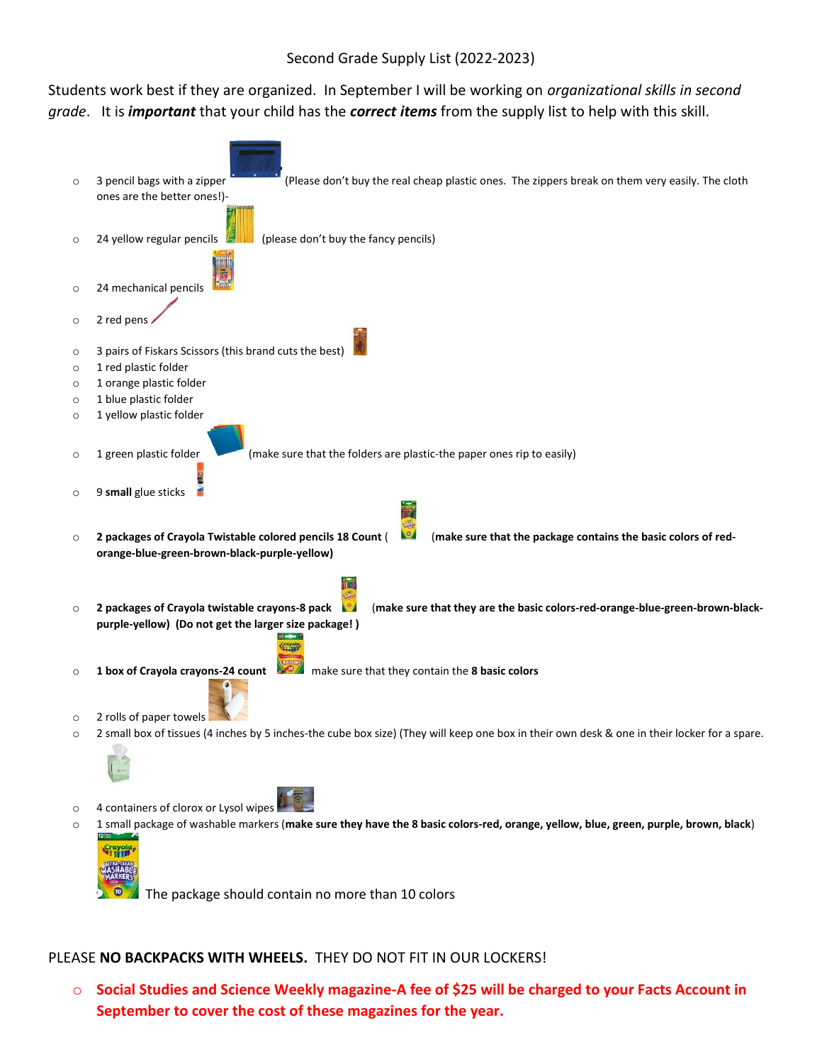Second Grade Supply List (2022-2023)

Students work best if they are organized. In September I will be working on *organizational skills in second grade*. It is ***important*** that your child has the ***correct items*** from the supply list to help with this skill.

- 3 pencil bags with a zipper (Please don't buy the real cheap plastic ones. The zippers break on them very easily. The cloth ones are the better ones!)-
- 24 yellow regular pencils (please don't buy the fancy pencils)
- 24 mechanical pencils
- 2 red pens
- 3 pairs of Fiskars Scissors (this brand cuts the best)
- 1 red plastic folder
- 1 orange plastic folder
- 1 blue plastic folder
- 1 yellow plastic folder
- 1 green plastic folder (make sure that the folders are plastic-the paper ones rip to easily)
- 9 **small** glue sticks
- **2 packages of Crayola Twistable colored pencils 18 Count ( (make sure that the package contains the basic colors of red-orange-blue-green-brown-black-purple-yellow)**
- **2 packages of Crayola twistable crayons-8 pack (make sure that they are the basic colors-red-orange-blue-green-brown-black-purple-yellow) (Do not get the larger size package! )**
- **1 box of Crayola crayons-24 count** make sure that they contain the **8 basic colors**
- 2 rolls of paper towels
- 2 small box of tissues (4 inches by 5 inches-the cube box size) (They will keep one box in their own desk & one in their locker for a spare.
- 4 containers of clorox or Lysol wipes
- 1 small package of washable markers (**make sure they have the 8 basic colors-red, orange, yellow, blue, green, purple, brown, black**)
  The package should contain no more than 10 colors

PLEASE **NO BACKPACKS WITH WHEELS.** THEY DO NOT FIT IN OUR LOCKERS!

- **Social Studies and Science Weekly magazine-A fee of $25 will be charged to your Facts Account in September to cover the cost of these magazines for the year.**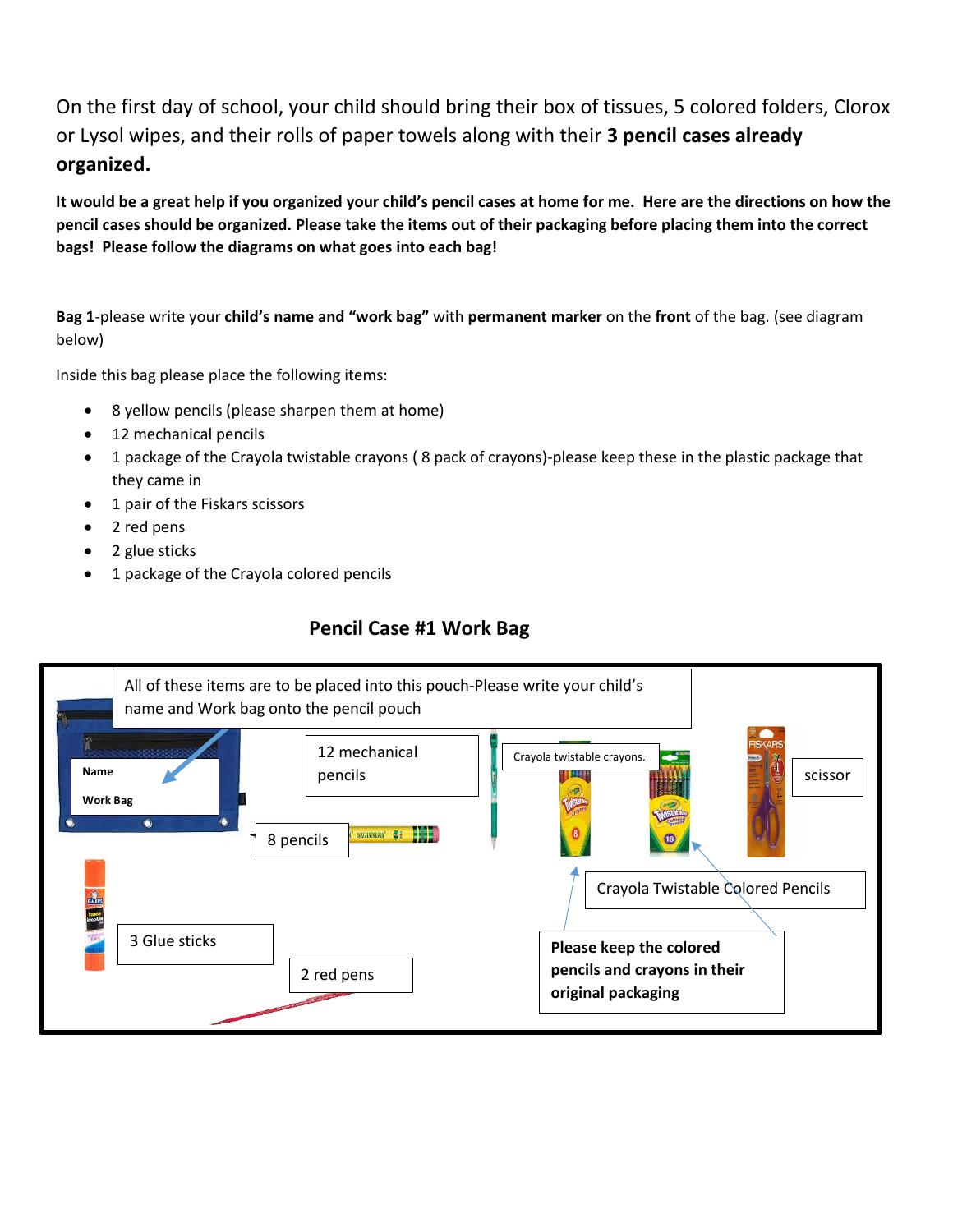On the first day of school, your child should bring their box of tissues, 5 colored folders, Clorox or Lysol wipes, and their rolls of paper towels along with their **3 pencil cases already organized.**

**It would be a great help if you organized your child's pencil cases at home for me. Here are the directions on how the pencil cases should be organized. Please take the items out of their packaging before placing them into the correct bags! Please follow the diagrams on what goes into each bag!**

**Bag 1**-please write your **child's name and "work bag"** with **permanent marker** on the **front** of the bag. (see diagram below)

Inside this bag please place the following items:

- 8 yellow pencils (please sharpen them at home)
- 12 mechanical pencils
- 1 package of the Crayola twistable crayons ( 8 pack of crayons)-please keep these in the plastic package that they came in
- 1 pair of the Fiskars scissors
- 2 red pens
- 2 glue sticks
- 1 package of the Crayola colored pencils

## Pencil Case #1 Work Bag

All of these items are to be placed into this pouch-Please write your child's name and Work bag onto the pencil pouch

Name

Work Bag

12 mechanical pencils

Crayola twistable crayons.

scissor

8 pencils

Crayola Twistable Colored Pencils

3 Glue sticks

2 red pens

**Please keep the colored pencils and crayons in their original packaging**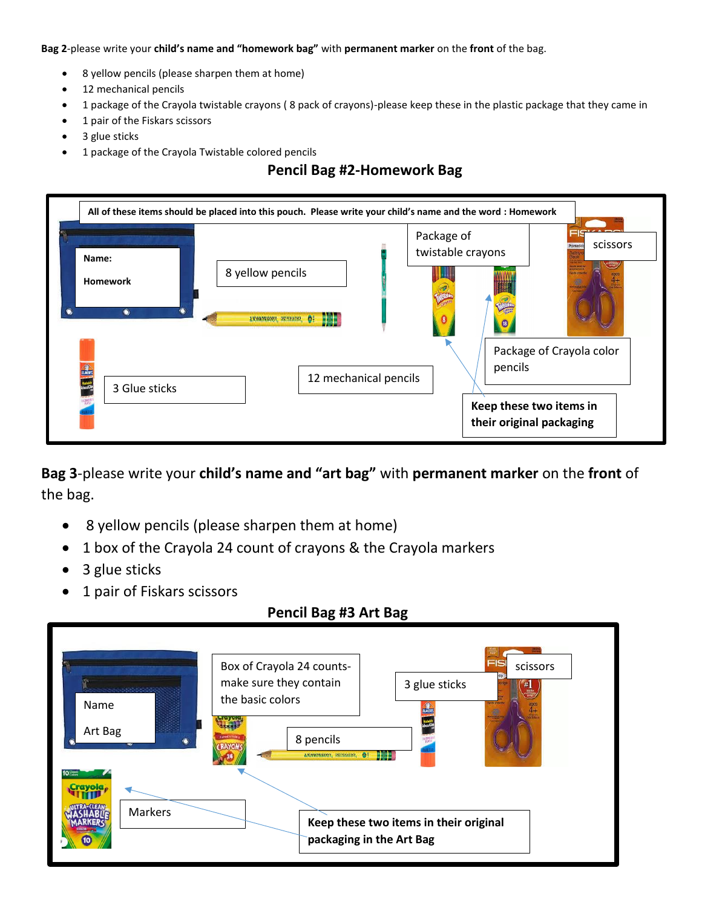**Bag 2**-please write your **child's name and "homework bag"** with **permanent marker** on the **front** of the bag.

- 8 yellow pencils (please sharpen them at home)
- 12 mechanical pencils
- 1 package of the Crayola twistable crayons ( 8 pack of crayons)-please keep these in the plastic package that they came in
- 1 pair of the Fiskars scissors
- 3 glue sticks
- 1 package of the Crayola Twistable colored pencils

## Pencil Bag #2-Homework Bag

**All of these items should be placed into this pouch. Please write your child's name and the word : Homework**

**Name:**

**Homework**

8 yellow pencils

Package of twistable crayons

scissors

Package of Crayola color pencils

3 Glue sticks

12 mechanical pencils

**Keep these two items in their original packaging**

**Bag 3**-please write your **child's name and "art bag"** with **permanent marker** on the **front** of the bag.

- 8 yellow pencils (please sharpen them at home)
- 1 box of the Crayola 24 count of crayons & the Crayola markers
- 3 glue sticks
- 1 pair of Fiskars scissors

## Pencil Bag #3 Art Bag

Name

Art Bag

Box of Crayola 24 counts-make sure they contain the basic colors

3 glue sticks

scissors

8 pencils

Markers

**Keep these two items in their original packaging in the Art Bag**